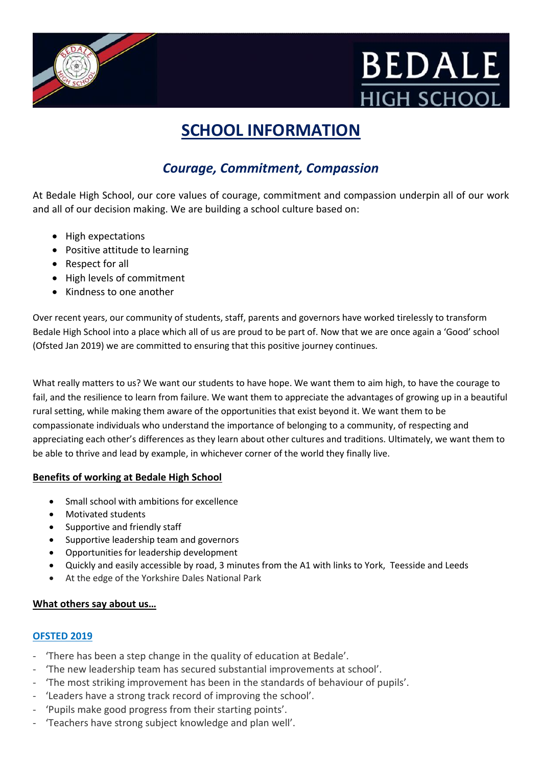# SCHOOL INFORMATION

## *Courage, Commitment, Compassion*

At Bedale High School, our core values of courage, commitment and compassion underpin all of our work and all of our decision making. We are building a school culture based on:

- High expectations
- Positive attitude to learning
- Respect for all
- High levels of commitment
- Kindness to one another

Over recent years, our community of students, staff, parents and governors have worked tirelessly to transform Bedale High School into a place which all of us are proud to be part of. Now that we are once again a 'Good' school (Ofsted Jan 2019) we are committed to ensuring that this positive journey continues.

What really matters to us? We want our students to have hope. We want them to aim high, to have the courage to fail, and the resilience to learn from failure. We want them to appreciate the advantages of growing up in a beautiful rural setting, while making them aware of the opportunities that exist beyond it. We want them to be compassionate individuals who understand the importance of belonging to a community, of respecting and appreciating each other's differences as they learn about other cultures and traditions. Ultimately, we want them to be able to thrive and lead by example, in whichever corner of the world they finally live.

**Benefits of working at Bedale High School**

- Small school with ambitions for excellence
- Motivated students
- Supportive and friendly staff
- Supportive leadership team and governors
- Opportunities for leadership development
- Quickly and easily accessible by road, 3 minutes from the A1 with links to York, Teesside and Leeds
- At the edge of the Yorkshire Dales National Park

**What others say about us…**

**OFSTED 2019**

- 'There has been a step change in the quality of education at Bedale'.
- 'The new leadership team has secured substantial improvements at school'.
- 'The most striking improvement has been in the standards of behaviour of pupils'.
- 'Leaders have a strong track record of improving the school'.
- 'Pupils make good progress from their starting points'.
- 'Teachers have strong subject knowledge and plan well'.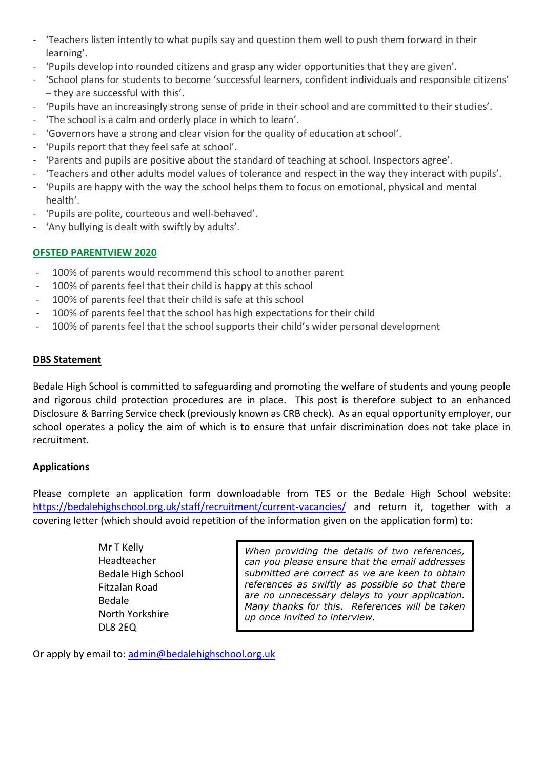- 'Teachers listen intently to what pupils say and question them well to push them forward in their learning'.
- 'Pupils develop into rounded citizens and grasp any wider opportunities that they are given'.
- 'School plans for students to become 'successful learners, confident individuals and responsible citizens' – they are successful with this'.
- 'Pupils have an increasingly strong sense of pride in their school and are committed to their studies'.
- 'The school is a calm and orderly place in which to learn'.
- 'Governors have a strong and clear vision for the quality of education at school'.
- 'Pupils report that they feel safe at school'.
- 'Parents and pupils are positive about the standard of teaching at school. Inspectors agree'.
- 'Teachers and other adults model values of tolerance and respect in the way they interact with pupils'.
- 'Pupils are happy with the way the school helps them to focus on emotional, physical and mental health'.
- 'Pupils are polite, courteous and well-behaved'.
- 'Any bullying is dealt with swiftly by adults'.

**OFSTED PARENTVIEW 2020**

- 100% of parents would recommend this school to another parent
- 100% of parents feel that their child is happy at this school
- 100% of parents feel that their child is safe at this school
- 100% of parents feel that the school has high expectations for their child
- 100% of parents feel that the school supports their child's wider personal development

**DBS Statement**

Bedale High School is committed to safeguarding and promoting the welfare of students and young people and rigorous child protection procedures are in place. This post is therefore subject to an enhanced Disclosure & Barring Service check (previously known as CRB check). As an equal opportunity employer, our school operates a policy the aim of which is to ensure that unfair discrimination does not take place in recruitment.

**Applications**

Please complete an application form downloadable from TES or the Bedale High School website: https://bedalehighschool.org.uk/staff/recruitment/current-vacancies/ and return it, together with a covering letter (which should avoid repetition of the information given on the application form) to:

Mr T Kelly
Headteacher
Bedale High School
Fitzalan Road
Bedale
North Yorkshire
DL8 2EQ

*When providing the details of two references, can you please ensure that the email addresses submitted are correct as we are keen to obtain references as swiftly as possible so that there are no unnecessary delays to your application. Many thanks for this. References will be taken up once invited to interview.*

Or apply by email to: admin@bedalehighschool.org.uk